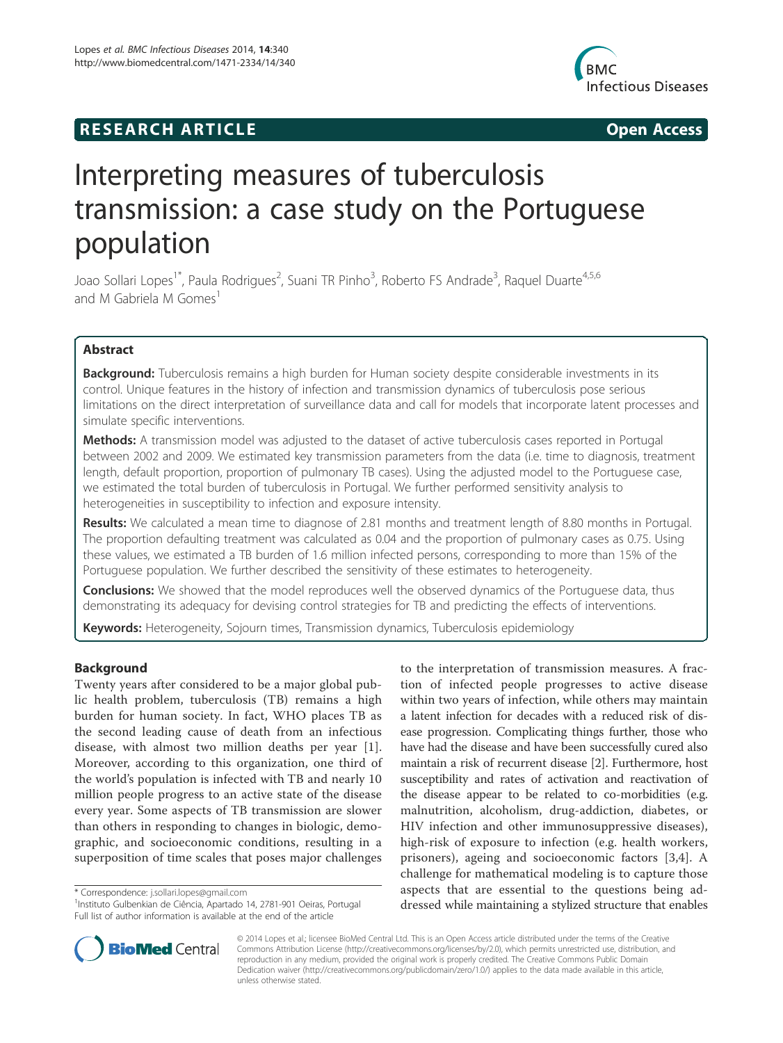**RESEARCH ARTICLE** **Open Access**

# Interpreting measures of tuberculosis transmission: a case study on the Portuguese population

Joao Sollari Lopes[1*], Paula Rodrigues[2], Suani TR Pinho[3], Roberto FS Andrade[3], Raquel Duarte[4,5,6] and M Gabriela M Gomes[1]

## Abstract

**Background:** Tuberculosis remains a high burden for Human society despite considerable investments in its control. Unique features in the history of infection and transmission dynamics of tuberculosis pose serious limitations on the direct interpretation of surveillance data and call for models that incorporate latent processes and simulate specific interventions.

**Methods:** A transmission model was adjusted to the dataset of active tuberculosis cases reported in Portugal between 2002 and 2009. We estimated key transmission parameters from the data (i.e. time to diagnosis, treatment length, default proportion, proportion of pulmonary TB cases). Using the adjusted model to the Portuguese case, we estimated the total burden of tuberculosis in Portugal. We further performed sensitivity analysis to heterogeneities in susceptibility to infection and exposure intensity.

**Results:** We calculated a mean time to diagnose of 2.81 months and treatment length of 8.80 months in Portugal. The proportion defaulting treatment was calculated as 0.04 and the proportion of pulmonary cases as 0.75. Using these values, we estimated a TB burden of 1.6 million infected persons, corresponding to more than 15% of the Portuguese population. We further described the sensitivity of these estimates to heterogeneity.

**Conclusions:** We showed that the model reproduces well the observed dynamics of the Portuguese data, thus demonstrating its adequacy for devising control strategies for TB and predicting the effects of interventions.

**Keywords:** Heterogeneity, Sojourn times, Transmission dynamics, Tuberculosis epidemiology

## Background

Twenty years after considered to be a major global public health problem, tuberculosis (TB) remains a high burden for human society. In fact, WHO places TB as the second leading cause of death from an infectious disease, with almost two million deaths per year [1]. Moreover, according to this organization, one third of the world's population is infected with TB and nearly 10 million people progress to an active state of the disease every year. Some aspects of TB transmission are slower than others in responding to changes in biologic, demographic, and socioeconomic conditions, resulting in a superposition of time scales that poses major challenges to the interpretation of transmission measures. A fraction of infected people progresses to active disease within two years of infection, while others may maintain a latent infection for decades with a reduced risk of disease progression. Complicating things further, those who have had the disease and have been successfully cured also maintain a risk of recurrent disease [2]. Furthermore, host susceptibility and rates of activation and reactivation of the disease appear to be related to co-morbidities (e.g. malnutrition, alcoholism, drug-addiction, diabetes, or HIV infection and other immunosuppressive diseases), high-risk of exposure to infection (e.g. health workers, prisoners), ageing and socioeconomic factors [3,4]. A challenge for mathematical modeling is to capture those aspects that are essential to the questions being addressed while maintaining a stylized structure that enables

\* Correspondence: j.sollari.lopes@gmail.com
[1]Instituto Gulbenkian de Ciência, Apartado 14, 2781-901 Oeiras, Portugal
Full list of author information is available at the end of the article

© 2014 Lopes et al.; licensee BioMed Central Ltd. This is an Open Access article distributed under the terms of the Creative Commons Attribution License (http://creativecommons.org/licenses/by/2.0), which permits unrestricted use, distribution, and reproduction in any medium, provided the original work is properly credited. The Creative Commons Public Domain Dedication waiver (http://creativecommons.org/publicdomain/zero/1.0/) applies to the data made available in this article, unless otherwise stated.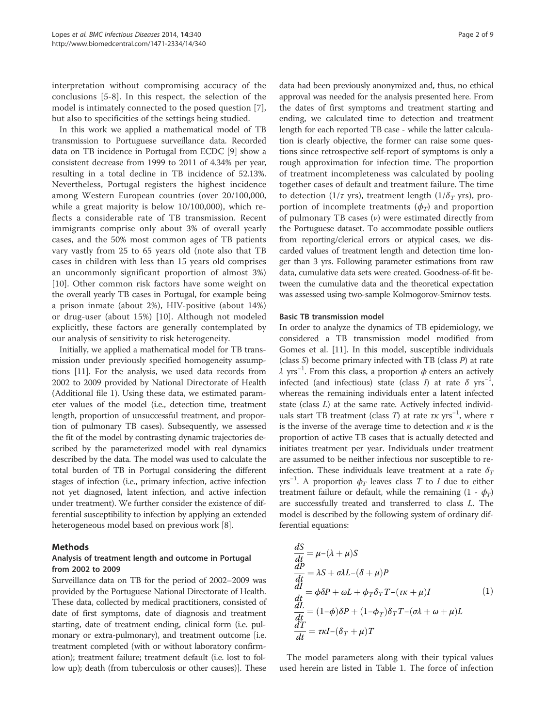interpretation without compromising accuracy of the conclusions [5-8]. In this respect, the selection of the model is intimately connected to the posed question [7], but also to specificities of the settings being studied.

In this work we applied a mathematical model of TB transmission to Portuguese surveillance data. Recorded data on TB incidence in Portugal from ECDC [9] show a consistent decrease from 1999 to 2011 of 4.34% per year, resulting in a total decline in TB incidence of 52.13%. Nevertheless, Portugal registers the highest incidence among Western European countries (over 20/100,000, while a great majority is below 10/100,000), which reflects a considerable rate of TB transmission. Recent immigrants comprise only about 3% of overall yearly cases, and the 50% most common ages of TB patients vary vastly from 25 to 65 years old (note also that TB cases in children with less than 15 years old comprises an uncommonly significant proportion of almost 3%) [10]. Other common risk factors have some weight on the overall yearly TB cases in Portugal, for example being a prison inmate (about 2%), HIV-positive (about 14%) or drug-user (about 15%) [10]. Although not modeled explicitly, these factors are generally contemplated by our analysis of sensitivity to risk heterogeneity.

Initially, we applied a mathematical model for TB transmission under previously specified homogeneity assumptions [11]. For the analysis, we used data records from 2002 to 2009 provided by National Directorate of Health (Additional file 1). Using these data, we estimated parameter values of the model (i.e., detection time, treatment length, proportion of unsuccessful treatment, and proportion of pulmonary TB cases). Subsequently, we assessed the fit of the model by contrasting dynamic trajectories described by the parameterized model with real dynamics described by the data. The model was used to calculate the total burden of TB in Portugal considering the different stages of infection (i.e., primary infection, active infection not yet diagnosed, latent infection, and active infection under treatment). We further consider the existence of differential susceptibility to infection by applying an extended heterogeneous model based on previous work [8].

## Methods

### Analysis of treatment length and outcome in Portugal from 2002 to 2009

Surveillance data on TB for the period of 2002–2009 was provided by the Portuguese National Directorate of Health. These data, collected by medical practitioners, consisted of date of first symptoms, date of diagnosis and treatment starting, date of treatment ending, clinical form (i.e. pulmonary or extra-pulmonary), and treatment outcome [i.e. treatment completed (with or without laboratory confirmation); treatment failure; treatment default (i.e. lost to follow up); death (from tuberculosis or other causes)]. These data had been previously anonymized and, thus, no ethical approval was needed for the analysis presented here. From the dates of first symptoms and treatment starting and ending, we calculated time to detection and treatment length for each reported TB case - while the latter calculation is clearly objective, the former can raise some questions since retrospective self-report of symptoms is only a rough approximation for infection time. The proportion of treatment incompleteness was calculated by pooling together cases of default and treatment failure. The time to detection ($1/\tau$ yrs), treatment length ($1/\delta_T$ yrs), proportion of incomplete treatments ($\phi_T$) and proportion of pulmonary TB cases ($\nu$) were estimated directly from the Portuguese dataset. To accommodate possible outliers from reporting/clerical errors or atypical cases, we discarded values of treatment length and detection time longer than 3 yrs. Following parameter estimations from raw data, cumulative data sets were created. Goodness-of-fit between the cumulative data and the theoretical expectation was assessed using two-sample Kolmogorov-Smirnov tests.

### Basic TB transmission model

In order to analyze the dynamics of TB epidemiology, we considered a TB transmission model modified from Gomes et al. [11]. In this model, susceptible individuals (class $S$) become primary infected with TB (class $P$) at rate $\lambda$ yrs$^{-1}$. From this class, a proportion $\phi$ enters an actively infected (and infectious) state (class $I$) at rate $\delta$ yrs$^{-1}$, whereas the remaining individuals enter a latent infected state (class $L$) at the same rate. Actively infected individuals start TB treatment (class $T$) at rate $\tau\kappa$ yrs$^{-1}$, where $\tau$ is the inverse of the average time to detection and $\kappa$ is the proportion of active TB cases that is actually detected and initiates treatment per year. Individuals under treatment are assumed to be neither infectious nor susceptible to reinfection. These individuals leave treatment at a rate $\delta_T$ yrs$^{-1}$. A proportion $\phi_T$ leaves class $T$ to $I$ due to either treatment failure or default, while the remaining ($1 - \phi_T$) are successfully treated and transferred to class $L$. The model is described by the following system of ordinary differential equations:

$$
\begin{aligned}
\frac{dS}{dt} &= \mu-(\lambda+\mu)S \\
\frac{dP}{dt} &= \lambda S+\sigma\lambda L-(\delta+\mu)P \\
\frac{dI}{dt} &= \phi\delta P+\omega L+\phi_T\delta_T T-(\tau\kappa+\mu)I \\
\frac{dL}{dt} &= (1-\phi)\delta P+(1-\phi_T)\delta_T T-(\sigma\lambda+\omega+\mu)L \\
\frac{dT}{dt} &= \tau\kappa I-(\delta_T+\mu)T
\end{aligned}
\qquad (1)
$$

The model parameters along with their typical values used herein are listed in Table 1. The force of infection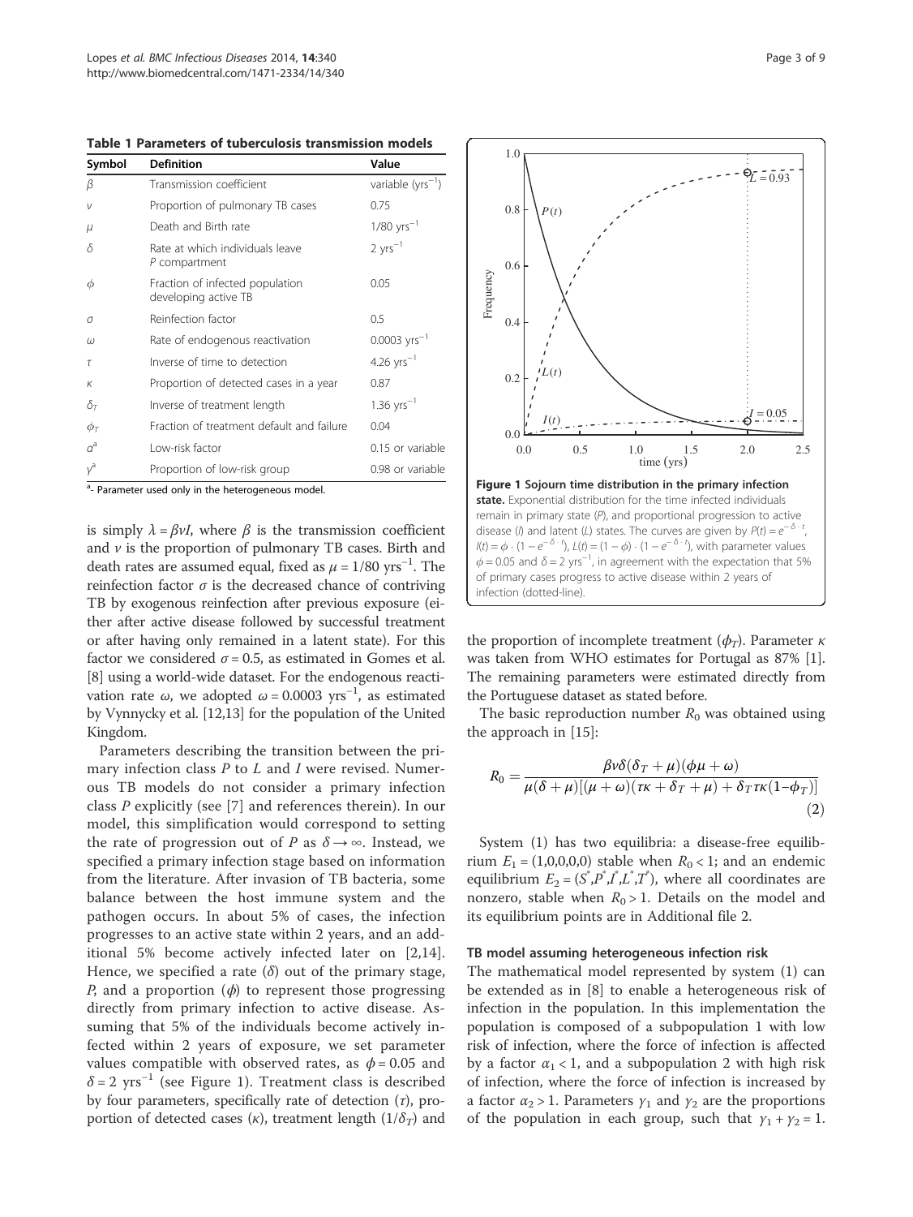**Table 1 Parameters of tuberculosis transmission models**

| Symbol | Definition | Value |
|---|---|---|
| $\beta$ | Transmission coefficient | variable (yrs$^{-1}$) |
| $\nu$ | Proportion of pulmonary TB cases | 0.75 |
| $\mu$ | Death and Birth rate | 1/80 yrs$^{-1}$ |
| $\delta$ | Rate at which individuals leave $P$ compartment | 2 yrs$^{-1}$ |
| $\phi$ | Fraction of infected population developing active TB | 0.05 |
| $\sigma$ | Reinfection factor | 0.5 |
| $\omega$ | Rate of endogenous reactivation | 0.0003 yrs$^{-1}$ |
| $\tau$ | Inverse of time to detection | 4.26 yrs$^{-1}$ |
| $\kappa$ | Proportion of detected cases in a year | 0.87 |
| $\delta_T$ | Inverse of treatment length | 1.36 yrs$^{-1}$ |
| $\phi_T$ | Fraction of treatment default and failure | 0.04 |
| $\alpha$[a] | Low-risk factor | 0.15 or variable |
| $\gamma$[a] | Proportion of low-risk group | 0.98 or variable |

[a]- Parameter used only in the heterogeneous model.

is simply $\lambda = \beta\nu I$, where $\beta$ is the transmission coefficient and $\nu$ is the proportion of pulmonary TB cases. Birth and death rates are assumed equal, fixed as $\mu = 1/80$ yrs$^{-1}$. The reinfection factor $\sigma$ is the decreased chance of contriving TB by exogenous reinfection after previous exposure (either after active disease followed by successful treatment or after having only remained in a latent state). For this factor we considered $\sigma = 0.5$, as estimated in Gomes et al. [8] using a world-wide dataset. For the endogenous reactivation rate $\omega$, we adopted $\omega = 0.0003$ yrs$^{-1}$, as estimated by Vynnycky et al. [12,13] for the population of the United Kingdom.

Parameters describing the transition between the primary infection class $P$ to $L$ and $I$ were revised. Numerous TB models do not consider a primary infection class $P$ explicitly (see [7] and references therein). In our model, this simplification would correspond to setting the rate of progression out of $P$ as $\delta \to \infty$. Instead, we specified a primary infection stage based on information from the literature. After invasion of TB bacteria, some balance between the host immune system and the pathogen occurs. In about 5% of cases, the infection progresses to an active state within 2 years, and an additional 5% become actively infected later on [2,14]. Hence, we specified a rate ($\delta$) out of the primary stage, $P$, and a proportion ($\phi$) to represent those progressing directly from primary infection to active disease. Assuming that 5% of the individuals become actively infected within 2 years of exposure, we set parameter values compatible with observed rates, as $\phi = 0.05$ and $\delta = 2$ yrs$^{-1}$ (see Figure 1). Treatment class is described by four parameters, specifically rate of detection ($\tau$), proportion of detected cases ($\kappa$), treatment length ($1/\delta_T$) and

**Figure 1 Sojourn time distribution in the primary infection state.** Exponential distribution for the time infected individuals remain in primary state ($P$), and proportional progression to active disease ($I$) and latent ($L$) states. The curves are given by $P(t) = e^{-\delta \cdot t}$, $I(t) = \phi \cdot (1 - e^{-\delta \cdot t})$, $L(t) = (1 - \phi) \cdot (1 - e^{-\delta \cdot t})$, with parameter values $\phi = 0.05$ and $\delta = 2$ yrs$^{-1}$, in agreement with the expectation that 5% of primary cases progress to active disease within 2 years of infection (dotted-line).

the proportion of incomplete treatment ($\phi_T$). Parameter $\kappa$ was taken from WHO estimates for Portugal as 87% [1]. The remaining parameters were estimated directly from the Portuguese dataset as stated before.

The basic reproduction number $R_0$ was obtained using the approach in [15]:

$$R_0 = \frac{\beta\nu\delta(\delta_T + \mu)(\phi\mu + \omega)}{\mu(\delta + \mu)[(\mu + \omega)(\tau\kappa + \delta_T + \mu) + \delta_T\tau\kappa(1 - \phi_T)]} \tag{2}$$

System (1) has two equilibria: a disease-free equilibrium $E_1 = (1,0,0,0,0)$ stable when $R_0 < 1$; and an endemic equilibrium $E_2 = (S^*, P^*, I^*, L^*, T^*)$, where all coordinates are nonzero, stable when $R_0 > 1$. Details on the model and its equilibrium points are in Additional file 2.

### TB model assuming heterogeneous infection risk

The mathematical model represented by system (1) can be extended as in [8] to enable a heterogeneous risk of infection in the population. In this implementation the population is composed of a subpopulation 1 with low risk of infection, where the force of infection is affected by a factor $\alpha_1 < 1$, and a subpopulation 2 with high risk of infection, where the force of infection is increased by a factor $\alpha_2 > 1$. Parameters $\gamma_1$ and $\gamma_2$ are the proportions of the population in each group, such that $\gamma_1 + \gamma_2 = 1$.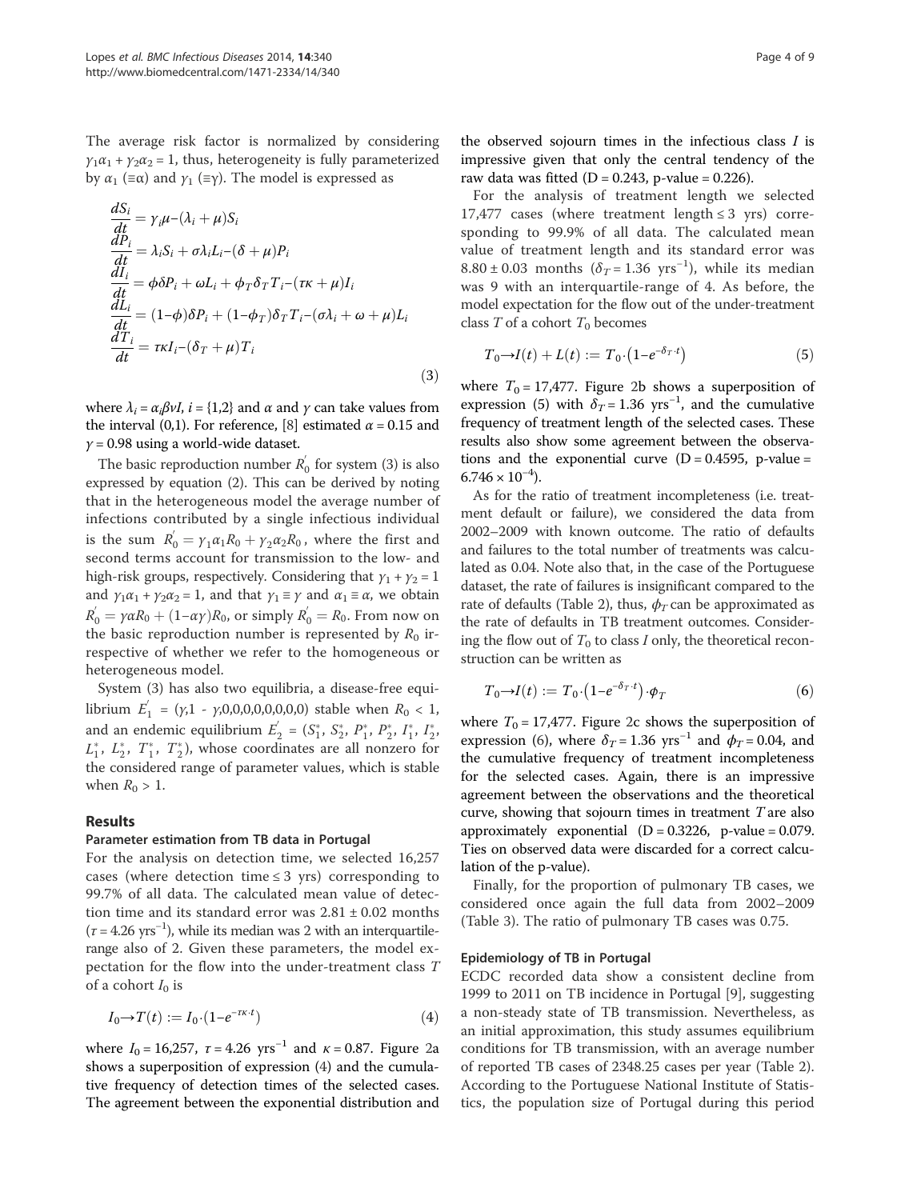The average risk factor is normalized by considering $\gamma_1\alpha_1 + \gamma_2\alpha_2 = 1$, thus, heterogeneity is fully parameterized by $\alpha_1$ ($\equiv\alpha$) and $\gamma_1$ ($\equiv\gamma$). The model is expressed as

$$
\begin{aligned}
\frac{dS_i}{dt} &= \gamma_i\mu - (\lambda_i + \mu)S_i \\
\frac{dP_i}{dt} &= \lambda_i S_i + \sigma\lambda_i L_i - (\delta + \mu)P_i \\
\frac{dI_i}{dt} &= \phi\delta P_i + \omega L_i + \phi_T\delta_T T_i - (\tau\kappa + \mu)I_i \\
\frac{dL_i}{dt} &= (1-\phi)\delta P_i + (1-\phi_T)\delta_T T_i - (\sigma\lambda_i + \omega + \mu)L_i \\
\frac{dT_i}{dt} &= \tau\kappa I_i - (\delta_T + \mu)T_i
\end{aligned}
\tag{3}
$$

where $\lambda_i = \alpha_i\beta\nu I$, $i = \{1,2\}$ and $\alpha$ and $\gamma$ can take values from the interval (0,1). For reference, [8] estimated $\alpha = 0.15$ and $\gamma = 0.98$ using a world-wide dataset.

The basic reproduction number $R_0^{'}$ for system (3) is also expressed by equation (2). This can be derived by noting that in the heterogeneous model the average number of infections contributed by a single infectious individual is the sum $R_0^{'} = \gamma_1\alpha_1 R_0 + \gamma_2\alpha_2 R_0$, where the first and second terms account for transmission to the low- and high-risk groups, respectively. Considering that $\gamma_1 + \gamma_2 = 1$ and $\gamma_1\alpha_1 + \gamma_2\alpha_2 = 1$, and that $\gamma_1 \equiv \gamma$ and $\alpha_1 \equiv \alpha$, we obtain $R_0^{'} = \gamma\alpha R_0 + (1-\alpha\gamma)R_0$, or simply $R_0^{'} = R_0$. From now on the basic reproduction number is represented by $R_0$ irrespective of whether we refer to the homogeneous or heterogeneous model.

System (3) has also two equilibria, a disease-free equilibrium $E_1^{'} = (\gamma, 1 - \gamma, 0,0,0,0,0,0,0,0)$ stable when $R_0 < 1$, and an endemic equilibrium $E_2^{'} = (S_1^*, S_2^*, P_1^*, P_2^*, I_1^*, I_2^*, L_1^*, L_2^*, T_1^*, T_2^*)$, whose coordinates are all nonzero for the considered range of parameter values, which is stable when $R_0 > 1$.

## Results

### Parameter estimation from TB data in Portugal

For the analysis on detection time, we selected 16,257 cases (where detection time ≤ 3 yrs) corresponding to 99.7% of all data. The calculated mean value of detection time and its standard error was 2.81 ± 0.02 months ($\tau = 4.26$ yrs$^{-1}$), while its median was 2 with an interquartile-range also of 2. Given these parameters, the model expectation for the flow into the under-treatment class $T$ of a cohort $I_0$ is

$$
I_0 \rightarrow T(t) := I_0 \cdot \left(1 - e^{-\tau\kappa \cdot t}\right) \tag{4}
$$

where $I_0 = 16{,}257$, $\tau = 4.26$ yrs$^{-1}$ and $\kappa = 0.87$. Figure 2a shows a superposition of expression (4) and the cumulative frequency of detection times of the selected cases. The agreement between the exponential distribution and the observed sojourn times in the infectious class $I$ is impressive given that only the central tendency of the raw data was fitted (D = 0.243, p-value = 0.226).

For the analysis of treatment length we selected 17,477 cases (where treatment length ≤ 3 yrs) corresponding to 99.9% of all data. The calculated mean value of treatment length and its standard error was 8.80 ± 0.03 months ($\delta_T = 1.36$ yrs$^{-1}$), while its median was 9 with an interquartile-range of 4. As before, the model expectation for the flow out of the under-treatment class $T$ of a cohort $T_0$ becomes

$$
T_0 \rightarrow I(t) + L(t) := T_0 \cdot \left(1 - e^{-\delta_T \cdot t}\right) \tag{5}
$$

where $T_0 = 17{,}477$. Figure 2b shows a superposition of expression (5) with $\delta_T = 1.36$ yrs$^{-1}$, and the cumulative frequency of treatment length of the selected cases. These results also show some agreement between the observations and the exponential curve (D = 0.4595, p-value = $6.746 \times 10^{-4}$).

As for the ratio of treatment incompleteness (i.e. treatment default or failure), we considered the data from 2002–2009 with known outcome. The ratio of defaults and failures to the total number of treatments was calculated as 0.04. Note also that, in the case of the Portuguese dataset, the rate of failures is insignificant compared to the rate of defaults (Table 2), thus, $\phi_T$ can be approximated as the rate of defaults in TB treatment outcomes. Considering the flow out of $T_0$ to class $I$ only, the theoretical reconstruction can be written as

$$
T_0 \rightarrow I(t) := T_0 \cdot \left(1 - e^{-\delta_T \cdot t}\right) \cdot \phi_T \tag{6}
$$

where $T_0 = 17{,}477$. Figure 2c shows the superposition of expression (6), where $\delta_T = 1.36$ yrs$^{-1}$ and $\phi_T = 0.04$, and the cumulative frequency of treatment incompleteness for the selected cases. Again, there is an impressive agreement between the observations and the theoretical curve, showing that sojourn times in treatment $T$ are also approximately exponential (D = 0.3226, p-value = 0.079. Ties on observed data were discarded for a correct calculation of the p-value).

Finally, for the proportion of pulmonary TB cases, we considered once again the full data from 2002–2009 (Table 3). The ratio of pulmonary TB cases was 0.75.

### Epidemiology of TB in Portugal

ECDC recorded data show a consistent decline from 1999 to 2011 on TB incidence in Portugal [9], suggesting a non-steady state of TB transmission. Nevertheless, as an initial approximation, this study assumes equilibrium conditions for TB transmission, with an average number of reported TB cases of 2348.25 cases per year (Table 2). According to the Portuguese National Institute of Statistics, the population size of Portugal during this period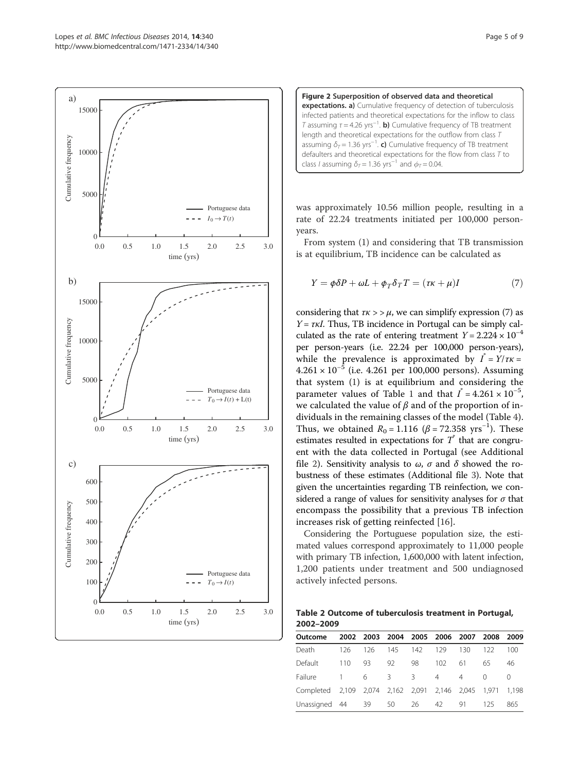**Figure 2 Superposition of observed data and theoretical expectations. a)** Cumulative frequency of detection of tuberculosis infected patients and theoretical expectations for the inflow to class $T$ assuming $\tau = 4.26$ yrs$^{-1}$. **b)** Cumulative frequency of TB treatment length and theoretical expectations for the outflow from class $T$ assuming $\delta_T = 1.36$ yrs$^{-1}$. **c)** Cumulative frequency of TB treatment defaulters and theoretical expectations for the flow from class $T$ to class $I$ assuming $\delta_T = 1.36$ yrs$^{-1}$ and $\phi_T = 0.04$.

was approximately 10.56 million people, resulting in a rate of 22.24 treatments initiated per 100,000 person-years.

From system (1) and considering that TB transmission is at equilibrium, TB incidence can be calculated as

$$Y = \phi\delta P + \omega L + \phi_T \delta_T T = (\tau\kappa + \mu)I \tag{7}$$

considering that $\tau\kappa >> \mu$, we can simplify expression (7) as $Y = \tau\kappa I$. Thus, TB incidence in Portugal can be simply calculated as the rate of entering treatment $Y = 2.224 \times 10^{-4}$ per person-years (i.e. 22.24 per 100,000 person-years), while the prevalence is approximated by $I^* = Y/\tau\kappa = 4.261 \times 10^{-5}$ (i.e. 4.261 per 100,000 persons). Assuming that system (1) is at equilibrium and considering the parameter values of Table 1 and that $I^* = 4.261 \times 10^{-5}$, we calculated the value of $\beta$ and of the proportion of individuals in the remaining classes of the model (Table 4). Thus, we obtained $R_0 = 1.116$ ($\beta = 72.358$ yrs$^{-1}$). These estimates resulted in expectations for $T^*$ that are congruent with the data collected in Portugal (see Additional file 2). Sensitivity analysis to $\omega$, $\sigma$ and $\delta$ showed the robustness of these estimates (Additional file 3). Note that given the uncertainties regarding TB reinfection, we considered a range of values for sensitivity analyses for $\sigma$ that encompass the possibility that a previous TB infection increases risk of getting reinfected [16].

Considering the Portuguese population size, the estimated values correspond approximately to 11,000 people with primary TB infection, 1,600,000 with latent infection, 1,200 patients under treatment and 500 undiagnosed actively infected persons.

**Table 2 Outcome of tuberculosis treatment in Portugal, 2002–2009**

| Outcome | 2002 | 2003 | 2004 | 2005 | 2006 | 2007 | 2008 | 2009 |
|---|---|---|---|---|---|---|---|---|
| Death | 126 | 126 | 145 | 142 | 129 | 130 | 122 | 100 |
| Default | 110 | 93 | 92 | 98 | 102 | 61 | 65 | 46 |
| Failure | 1 | 6 | 3 | 3 | 4 | 4 | 0 | 0 |
| Completed | 2,109 | 2,074 | 2,162 | 2,091 | 2,146 | 2,045 | 1,971 | 1,198 |
| Unassigned | 44 | 39 | 50 | 26 | 42 | 91 | 125 | 865 |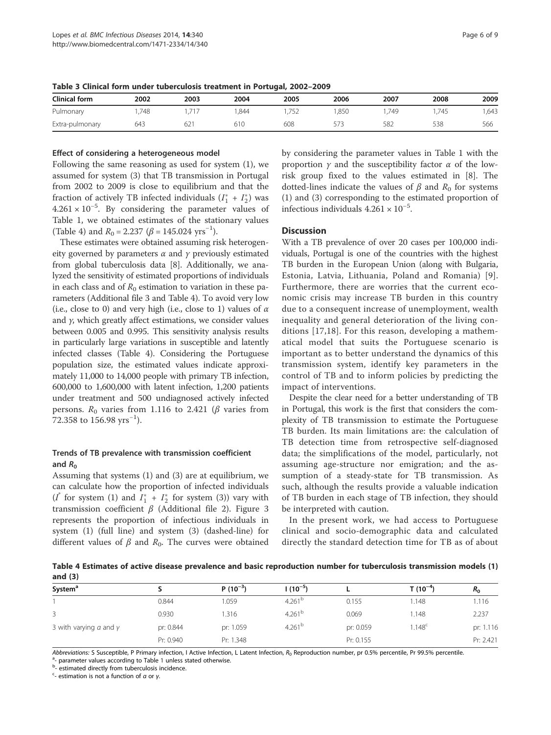**Table 3 Clinical form under tuberculosis treatment in Portugal, 2002–2009**

| Clinical form | 2002 | 2003 | 2004 | 2005 | 2006 | 2007 | 2008 | 2009 |
|---|---|---|---|---|---|---|---|---|
| Pulmonary | 1,748 | 1,717 | 1,844 | 1,752 | 1,850 | 1,749 | 1,745 | 1,643 |
| Extra-pulmonary | 643 | 621 | 610 | 608 | 573 | 582 | 538 | 566 |

### Effect of considering a heterogeneous model

Following the same reasoning as used for system (1), we assumed for system (3) that TB transmission in Portugal from 2002 to 2009 is close to equilibrium and that the fraction of actively TB infected individuals ($I_1^* + I_2^*$) was $4.261 \times 10^{-5}$. By considering the parameter values of Table 1, we obtained estimates of the stationary values (Table 4) and $R_0 = 2.237$ ($\beta = 145.024$ yrs$^{-1}$).

These estimates were obtained assuming risk heterogeneity governed by parameters $\alpha$ and $\gamma$ previously estimated from global tuberculosis data [8]. Additionally, we analyzed the sensitivity of estimated proportions of individuals in each class and of $R_0$ estimation to variation in these parameters (Additional file 3 and Table 4). To avoid very low (i.e., close to 0) and very high (i.e., close to 1) values of $\alpha$ and $\gamma$, which greatly affect estimations, we consider values between 0.005 and 0.995. This sensitivity analysis results in particularly large variations in susceptible and latently infected classes (Table 4). Considering the Portuguese population size, the estimated values indicate approximately 11,000 to 14,000 people with primary TB infection, 600,000 to 1,600,000 with latent infection, 1,200 patients under treatment and 500 undiagnosed actively infected persons. $R_0$ varies from 1.116 to 2.421 ($\beta$ varies from 72.358 to 156.98 yrs$^{-1}$).

### Trends of TB prevalence with transmission coefficient and $R_0$

Assuming that systems (1) and (3) are at equilibrium, we can calculate how the proportion of infected individuals ($I^*$ for system (1) and $I_1^* + I_2^*$ for system (3)) vary with transmission coefficient $\beta$ (Additional file 2). Figure 3 represents the proportion of infectious individuals in system (1) (full line) and system (3) (dashed-line) for different values of $\beta$ and $R_0$. The curves were obtained by considering the parameter values in Table 1 with the proportion $\gamma$ and the susceptibility factor $\alpha$ of the low-risk group fixed to the values estimated in [8]. The dotted-lines indicate the values of $\beta$ and $R_0$ for systems (1) and (3) corresponding to the estimated proportion of infectious individuals $4.261 \times 10^{-5}$.

## Discussion

With a TB prevalence of over 20 cases per 100,000 individuals, Portugal is one of the countries with the highest TB burden in the European Union (along with Bulgaria, Estonia, Latvia, Lithuania, Poland and Romania) [9]. Furthermore, there are worries that the current economic crisis may increase TB burden in this country due to a consequent increase of unemployment, wealth inequality and general deterioration of the living conditions [17,18]. For this reason, developing a mathematical model that suits the Portuguese scenario is important as to better understand the dynamics of this transmission system, identify key parameters in the control of TB and to inform policies by predicting the impact of interventions.

Despite the clear need for a better understanding of TB in Portugal, this work is the first that considers the complexity of TB transmission to estimate the Portuguese TB burden. Its main limitations are: the calculation of TB detection time from retrospective self-diagnosed data; the simplifications of the model, particularly, not assuming age-structure nor emigration; and the assumption of a steady-state for TB transmission. As such, although the results provide a valuable indication of TB burden in each stage of TB infection, they should be interpreted with caution.

In the present work, we had access to Portuguese clinical and socio-demographic data and calculated directly the standard detection time for TB as of about

**Table 4 Estimates of active disease prevalence and basic reproduction number for tuberculosis transmission models (1) and (3)**

| System[a] | S | P ($10^{-3}$) | I ($10^{-5}$) | L | T ($10^{-4}$) | $R_0$ |
|---|---|---|---|---|---|---|
| 1 | 0.844 | 1.059 | 4.261[b] | 0.155 | 1.148 | 1.116 |
| 3 | 0.930 | 1.316 | 4.261[b] | 0.069 | 1.148 | 2.237 |
| 3 with varying $\alpha$ and $\gamma$ | pr: 0.844 | pr: 1.059 | 4.261[b] | pr: 0.059 | 1.148[c] | pr: 1.116 |
| | Pr: 0.940 | Pr: 1.348 | | Pr: 0.155 | | Pr: 2.421 |

*Abbreviations:* S Susceptible, P Primary infection, I Active Infection, L Latent Infection, $R_0$ Reproduction number, pr 0.5% percentile, Pr 99.5% percentile.
[a]- parameter values according to Table 1 unless stated otherwise.
[b]- estimated directly from tuberculosis incidence.
[c]- estimation is not a function of $\alpha$ or $\gamma$.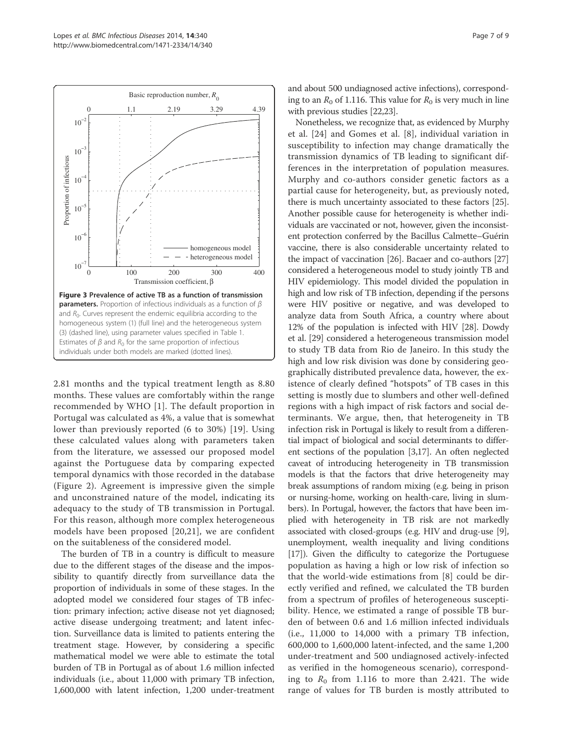**Figure 3 Prevalence of active TB as a function of transmission parameters.** Proportion of infectious individuals as a function of $\beta$ and $R_0$. Curves represent the endemic equilibria according to the homogeneous system (1) (full line) and the heterogeneous system (3) (dashed line), using parameter values specified in Table 1. Estimates of $\beta$ and $R_0$ for the same proportion of infectious individuals under both models are marked (dotted lines).

2.81 months and the typical treatment length as 8.80 months. These values are comfortably within the range recommended by WHO [1]. The default proportion in Portugal was calculated as 4%, a value that is somewhat lower than previously reported (6 to 30%) [19]. Using these calculated values along with parameters taken from the literature, we assessed our proposed model against the Portuguese data by comparing expected temporal dynamics with those recorded in the database (Figure 2). Agreement is impressive given the simple and unconstrained nature of the model, indicating its adequacy to the study of TB transmission in Portugal. For this reason, although more complex heterogeneous models have been proposed [20,21], we are confident on the suitableness of the considered model.

The burden of TB in a country is difficult to measure due to the different stages of the disease and the impossibility to quantify directly from surveillance data the proportion of individuals in some of these stages. In the adopted model we considered four stages of TB infection: primary infection; active disease not yet diagnosed; active disease undergoing treatment; and latent infection. Surveillance data is limited to patients entering the treatment stage. However, by considering a specific mathematical model we were able to estimate the total burden of TB in Portugal as of about 1.6 million infected individuals (i.e., about 11,000 with primary TB infection, 1,600,000 with latent infection, 1,200 under-treatment and about 500 undiagnosed active infections), corresponding to an $R_0$ of 1.116. This value for $R_0$ is very much in line with previous studies [22,23].

Nonetheless, we recognize that, as evidenced by Murphy et al. [24] and Gomes et al. [8], individual variation in susceptibility to infection may change dramatically the transmission dynamics of TB leading to significant differences in the interpretation of population measures. Murphy and co-authors consider genetic factors as a partial cause for heterogeneity, but, as previously noted, there is much uncertainty associated to these factors [25]. Another possible cause for heterogeneity is whether individuals are vaccinated or not, however, given the inconsistent protection conferred by the Bacillus Calmette–Guérin vaccine, there is also considerable uncertainty related to the impact of vaccination [26]. Bacaer and co-authors [27] considered a heterogeneous model to study jointly TB and HIV epidemiology. This model divided the population in high and low risk of TB infection, depending if the persons were HIV positive or negative, and was developed to analyze data from South Africa, a country where about 12% of the population is infected with HIV [28]. Dowdy et al. [29] considered a heterogeneous transmission model to study TB data from Rio de Janeiro. In this study the high and low risk division was done by considering geographically distributed prevalence data, however, the existence of clearly defined "hotspots" of TB cases in this setting is mostly due to slumbers and other well-defined regions with a high impact of risk factors and social determinants. We argue, then, that heterogeneity in TB infection risk in Portugal is likely to result from a differential impact of biological and social determinants to different sections of the population [3,17]. An often neglected caveat of introducing heterogeneity in TB transmission models is that the factors that drive heterogeneity may break assumptions of random mixing (e.g. being in prison or nursing-home, working on health-care, living in slumbers). In Portugal, however, the factors that have been implied with heterogeneity in TB risk are not markedly associated with closed-groups (e.g. HIV and drug-use [9], unemployment, wealth inequality and living conditions [17]). Given the difficulty to categorize the Portuguese population as having a high or low risk of infection so that the world-wide estimations from [8] could be directly verified and refined, we calculated the TB burden from a spectrum of profiles of heterogeneous susceptibility. Hence, we estimated a range of possible TB burden of between 0.6 and 1.6 million infected individuals (i.e., 11,000 to 14,000 with a primary TB infection, 600,000 to 1,600,000 latent-infected, and the same 1,200 under-treatment and 500 undiagnosed actively-infected as verified in the homogeneous scenario), corresponding to $R_0$ from 1.116 to more than 2.421. The wide range of values for TB burden is mostly attributed to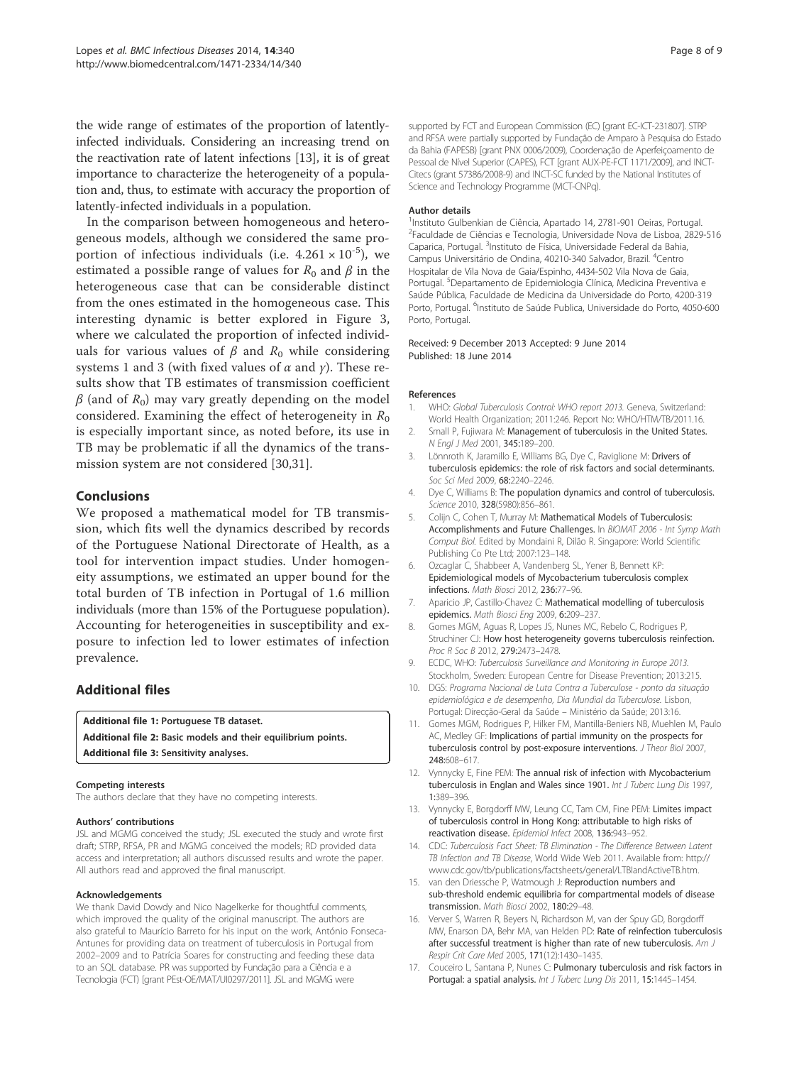the wide range of estimates of the proportion of latently-infected individuals. Considering an increasing trend on the reactivation rate of latent infections [13], it is of great importance to characterize the heterogeneity of a population and, thus, to estimate with accuracy the proportion of latently-infected individuals in a population.

In the comparison between homogeneous and heterogeneous models, although we considered the same proportion of infectious individuals (i.e. $4.261 \times 10^{-5}$), we estimated a possible range of values for $R_0$ and $\beta$ in the heterogeneous case that can be considerable distinct from the ones estimated in the homogeneous case. This interesting dynamic is better explored in Figure 3, where we calculated the proportion of infected individuals for various values of $\beta$ and $R_0$ while considering systems 1 and 3 (with fixed values of $\alpha$ and $\gamma$). These results show that TB estimates of transmission coefficient $\beta$ (and of $R_0$) may vary greatly depending on the model considered. Examining the effect of heterogeneity in $R_0$ is especially important since, as noted before, its use in TB may be problematic if all the dynamics of the transmission system are not considered [30,31].

## Conclusions

We proposed a mathematical model for TB transmission, which fits well the dynamics described by records of the Portuguese National Directorate of Health, as a tool for intervention impact studies. Under homogeneity assumptions, we estimated an upper bound for the total burden of TB infection in Portugal of 1.6 million individuals (more than 15% of the Portuguese population). Accounting for heterogeneities in susceptibility and exposure to infection led to lower estimates of infection prevalence.

## Additional files

**Additional file 1: Portuguese TB dataset.**
**Additional file 2: Basic models and their equilibrium points.**
**Additional file 3: Sensitivity analyses.**

#### Competing interests

The authors declare that they have no competing interests.

#### Authors' contributions

JSL and MGMG conceived the study; JSL executed the study and wrote first draft; STRP, RFSA, PR and MGMG conceived the models; RD provided data access and interpretation; all authors discussed results and wrote the paper. All authors read and approved the final manuscript.

#### Acknowledgements

We thank David Dowdy and Nico Nagelkerke for thoughtful comments, which improved the quality of the original manuscript. The authors are also grateful to Maurício Barreto for his input on the work, António Fonseca-Antunes for providing data on treatment of tuberculosis in Portugal from 2002–2009 and to Patrícia Soares for constructing and feeding these data to an SQL database. PR was supported by Fundação para a Ciência e a Tecnologia (FCT) [grant PEst-OE/MAT/UI0297/2011]. JSL and MGMG were supported by FCT and European Commission (EC) [grant EC-ICT-231807]. STRP and RFSA were partially supported by Fundação de Amparo à Pesquisa do Estado da Bahia (FAPESB) [grant PNX 0006/2009), Coordenação de Aperfeiçoamento de Pessoal de Nível Superior (CAPES), FCT [grant AUX-PE-FCT 1171/2009], and INCT-Citecs (grant 57386/2008-9) and INCT-SC funded by the National Institutes of Science and Technology Programme (MCT-CNPq).

#### Author details

[1]Instituto Gulbenkian de Ciência, Apartado 14, 2781-901 Oeiras, Portugal. [2]Faculdade de Ciências e Tecnologia, Universidade Nova de Lisboa, 2829-516 Caparica, Portugal. [3]Instituto de Física, Universidade Federal da Bahia, Campus Universitário de Ondina, 40210-340 Salvador, Brazil. [4]Centro Hospitalar de Vila Nova de Gaia/Espinho, 4434-502 Vila Nova de Gaia, Portugal. [5]Departamento de Epidemiologia Clínica, Medicina Preventiva e Saúde Pública, Faculdade de Medicina da Universidade do Porto, 4200-319 Porto, Portugal. [6]Instituto de Saúde Publica, Universidade do Porto, 4050-600 Porto, Portugal.

Received: 9 December 2013 Accepted: 9 June 2014
Published: 18 June 2014

#### References

1. WHO: *Global Tuberculosis Control: WHO report 2013*. Geneva, Switzerland: World Health Organization; 2011:246. Report No: WHO/HTM/TB/2011.16.
2. Small P, Fujiwara M: **Management of tuberculosis in the United States.** *N Engl J Med* 2001, **345:**189–200.
3. Lönnroth K, Jaramillo E, Williams BG, Dye C, Raviglione M: **Drivers of tuberculosis epidemics: the role of risk factors and social determinants.** *Soc Sci Med* 2009, **68:**2240–2246.
4. Dye C, Williams B: **The population dynamics and control of tuberculosis.** *Science* 2010, **328**(5980):856–861.
5. Colijn C, Cohen T, Murray M: **Mathematical Models of Tuberculosis: Accomplishments and Future Challenges.** In *BIOMAT 2006 - Int Symp Math Comput Biol*. Edited by Mondaini R, Dilão R. Singapore: World Scientific Publishing Co Pte Ltd; 2007:123–148.
6. Ozcaglar C, Shabbeer A, Vandenberg SL, Yener B, Bennett KP: **Epidemiological models of Mycobacterium tuberculosis complex infections.** *Math Biosci* 2012, **236:**77–96.
7. Aparicio JP, Castillo-Chavez C: **Mathematical modelling of tuberculosis epidemics.** *Math Biosci Eng* 2009, **6:**209–237.
8. Gomes MGM, Aguas R, Lopes JS, Nunes MC, Rebelo C, Rodrigues P, Struchiner CJ: **How host heterogeneity governs tuberculosis reinfection.** *Proc R Soc B* 2012, **279:**2473–2478.
9. ECDC, WHO: *Tuberculosis Surveillance and Monitoring in Europe 2013*. Stockholm, Sweden: European Centre for Disease Prevention; 2013:215.
10. DGS: *Programa Nacional de Luta Contra a Tuberculose - ponto da situação epidemiológica e de desempenho, Dia Mundial da Tuberculose*. Lisbon, Portugal: Direcção-Geral da Saúde – Ministério da Saúde; 2013:16.
11. Gomes MGM, Rodrigues P, Hilker FM, Mantilla-Beniers NB, Muehlen M, Paulo AC, Medley GF: **Implications of partial immunity on the prospects for tuberculosis control by post-exposure interventions.** *J Theor Biol* 2007, **248:**608–617.
12. Vynnycky E, Fine PEM: **The annual risk of infection with Mycobacterium tuberculosis in Englan and Wales since 1901.** *Int J Tuberc Lung Dis* 1997, **1:**389–396.
13. Vynnycky E, Borgdorff MW, Leung CC, Tam CM, Fine PEM: **Limites impact of tuberculosis control in Hong Kong: attributable to high risks of reactivation disease.** *Epidemiol Infect* 2008, **136:**943–952.
14. CDC: *Tuberculosis Fact Sheet: TB Elimination - The Difference Between Latent TB Infection and TB Disease*, World Wide Web 2011. Available from: http://www.cdc.gov/tb/publications/factsheets/general/LTBIandActiveTB.htm.
15. van den Driessche P, Watmough J: **Reproduction numbers and sub-threshold endemic equilibria for compartmental models of disease transmission.** *Math Biosci* 2002, **180:**29–48.
16. Verver S, Warren R, Beyers N, Richardson M, van der Spuy GD, Borgdorff MW, Enarson DA, Behr MA, van Helden PD: **Rate of reinfection tuberculosis after successful treatment is higher than rate of new tuberculosis.** *Am J Respir Crit Care Med* 2005, **171**(12):1430–1435.
17. Couceiro L, Santana P, Nunes C: **Pulmonary tuberculosis and risk factors in Portugal: a spatial analysis.** *Int J Tuberc Lung Dis* 2011, **15:**1445–1454.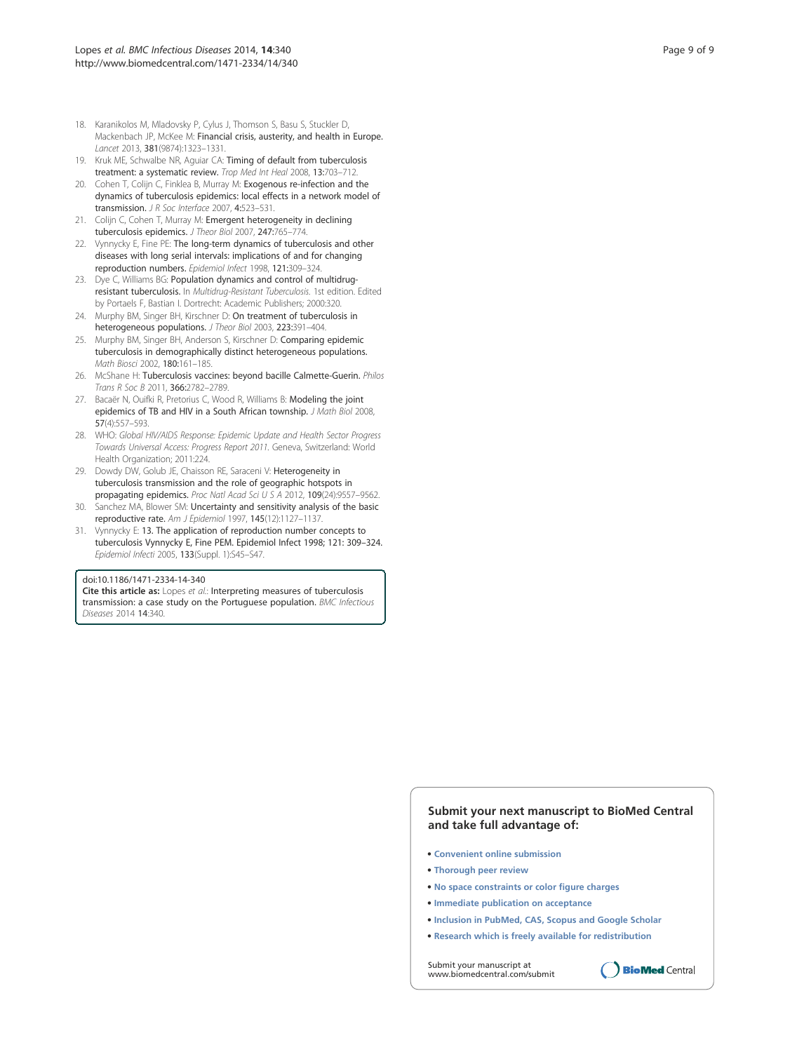18. Karanikolos M, Mladovsky P, Cylus J, Thomson S, Basu S, Stuckler D, Mackenbach JP, McKee M: **Financial crisis, austerity, and health in Europe.** *Lancet* 2013, **381**(9874):1323–1331.
19. Kruk ME, Schwalbe NR, Aguiar CA: **Timing of default from tuberculosis treatment: a systematic review.** *Trop Med Int Heal* 2008, **13**:703–712.
20. Cohen T, Colijn C, Finklea B, Murray M: **Exogenous re-infection and the dynamics of tuberculosis epidemics: local effects in a network model of transmission.** *J R Soc Interface* 2007, **4**:523–531.
21. Colijn C, Cohen T, Murray M: **Emergent heterogeneity in declining tuberculosis epidemics.** *J Theor Biol* 2007, **247**:765–774.
22. Vynnycky E, Fine PE: **The long-term dynamics of tuberculosis and other diseases with long serial intervals: implications of and for changing reproduction numbers.** *Epidemiol Infect* 1998, **121**:309–324.
23. Dye C, Williams BG: **Population dynamics and control of multidrug-resistant tuberculosis.** In *Multidrug-Resistant Tuberculosis.* 1st edition. Edited by Portaels F, Bastian I. Dortrecht: Academic Publishers; 2000:320.
24. Murphy BM, Singer BH, Kirschner D: **On treatment of tuberculosis in heterogeneous populations.** *J Theor Biol* 2003, **223**:391–404.
25. Murphy BM, Singer BH, Anderson S, Kirschner D: **Comparing epidemic tuberculosis in demographically distinct heterogeneous populations.** *Math Biosci* 2002, **180**:161–185.
26. McShane H: **Tuberculosis vaccines: beyond bacille Calmette-Guerin.** *Philos Trans R Soc B* 2011, **366**:2782–2789.
27. Bacaër N, Ouifki R, Pretorius C, Wood R, Williams B: **Modeling the joint epidemics of TB and HIV in a South African township.** *J Math Biol* 2008, **57**(4):557–593.
28. WHO: *Global HIV/AIDS Response: Epidemic Update and Health Sector Progress Towards Universal Access: Progress Report 2011.* Geneva, Switzerland: World Health Organization; 2011:224.
29. Dowdy DW, Golub JE, Chaisson RE, Saraceni V: **Heterogeneity in tuberculosis transmission and the role of geographic hotspots in propagating epidemics.** *Proc Natl Acad Sci U S A* 2012, **109**(24):9557–9562.
30. Sanchez MA, Blower SM: **Uncertainty and sensitivity analysis of the basic reproductive rate.** *Am J Epidemiol* 1997, **145**(12):1127–1137.
31. Vynnycky E: **13. The application of reproduction number concepts to tuberculosis Vynnycky E, Fine PEM. Epidemiol Infect 1998; 121: 309–324.** *Epidemiol Infecti* 2005, **133**(Suppl. 1):S45–S47.

doi:10.1186/1471-2334-14-340
**Cite this article as:** Lopes *et al.*: Interpreting measures of tuberculosis transmission: a case study on the Portuguese population. *BMC Infectious Diseases* 2014 **14**:340.

**Submit your next manuscript to BioMed Central and take full advantage of:**

- **Convenient online submission**
- **Thorough peer review**
- **No space constraints or color figure charges**
- **Immediate publication on acceptance**
- **Inclusion in PubMed, CAS, Scopus and Google Scholar**
- **Research which is freely available for redistribution**

Submit your manuscript at
www.biomedcentral.com/submit

BioMed Central